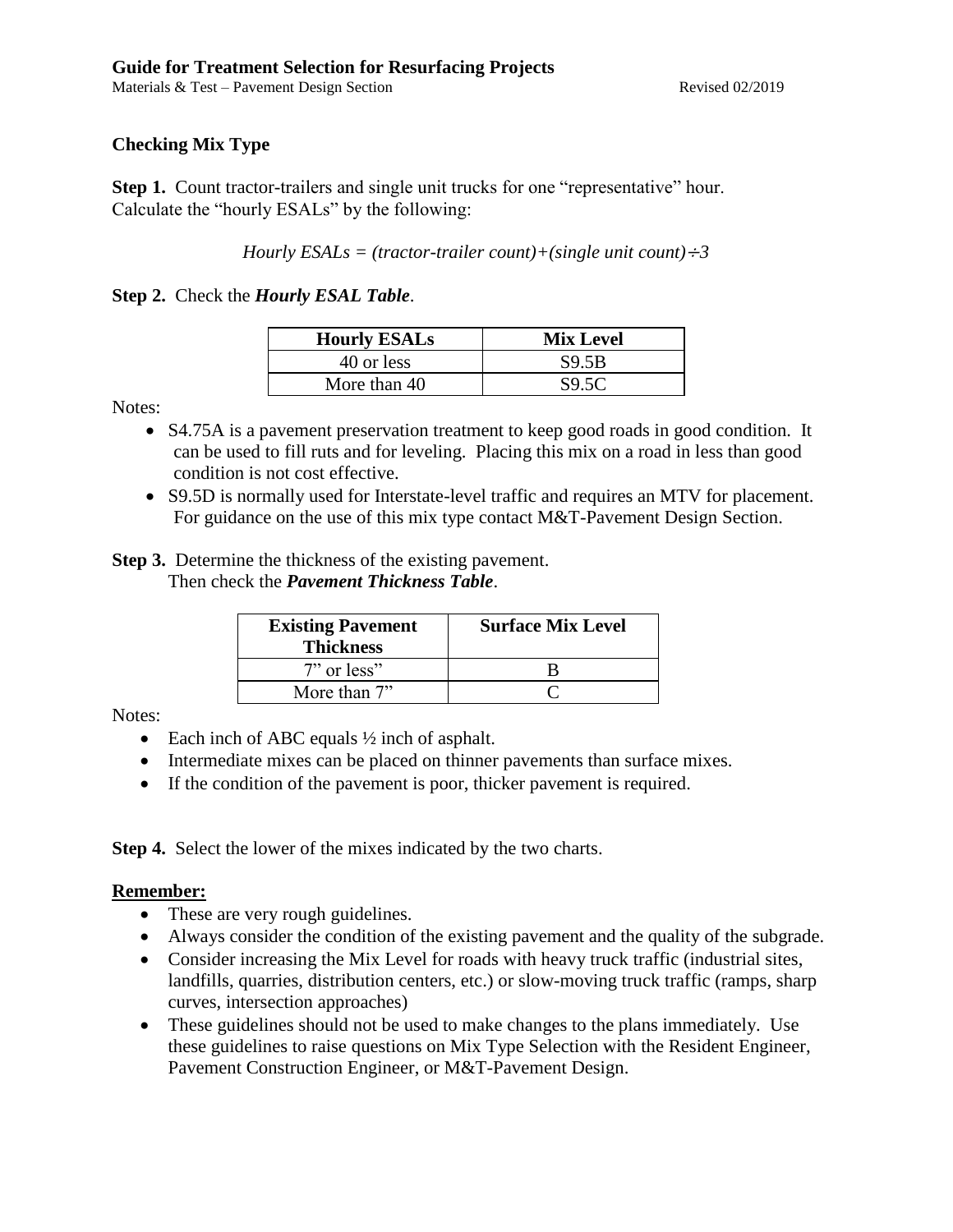# Guide for Treatment Selection for Resurfacing Projects

Materials & Test – Pavement Design Section Revised 02/2019

## Checking Mix Type

**Step 1.** Count tractor-trailers and single unit trucks for one "representative" hour. Calculate the "hourly ESALs" by the following:

*Hourly ESALs = (tractor-trailer count)+(single unit count)÷3*

**Step 2.** Check the ***Hourly ESAL Table***.

| Hourly ESALs | Mix Level |
|---|---|
| 40 or less | S9.5B |
| More than 40 | S9.5C |

Notes:

- S4.75A is a pavement preservation treatment to keep good roads in good condition. It can be used to fill ruts and for leveling. Placing this mix on a road in less than good condition is not cost effective.
- S9.5D is normally used for Interstate-level traffic and requires an MTV for placement. For guidance on the use of this mix type contact M&T-Pavement Design Section.

**Step 3.** Determine the thickness of the existing pavement.
Then check the ***Pavement Thickness Table***.

| Existing Pavement Thickness | Surface Mix Level |
|---|---|
| 7" or less" | B |
| More than 7" | C |

Notes:

- Each inch of ABC equals ½ inch of asphalt.
- Intermediate mixes can be placed on thinner pavements than surface mixes.
- If the condition of the pavement is poor, thicker pavement is required.

**Step 4.** Select the lower of the mixes indicated by the two charts.

**Remember:**

- These are very rough guidelines.
- Always consider the condition of the existing pavement and the quality of the subgrade.
- Consider increasing the Mix Level for roads with heavy truck traffic (industrial sites, landfills, quarries, distribution centers, etc.) or slow-moving truck traffic (ramps, sharp curves, intersection approaches)
- These guidelines should not be used to make changes to the plans immediately. Use these guidelines to raise questions on Mix Type Selection with the Resident Engineer, Pavement Construction Engineer, or M&T-Pavement Design.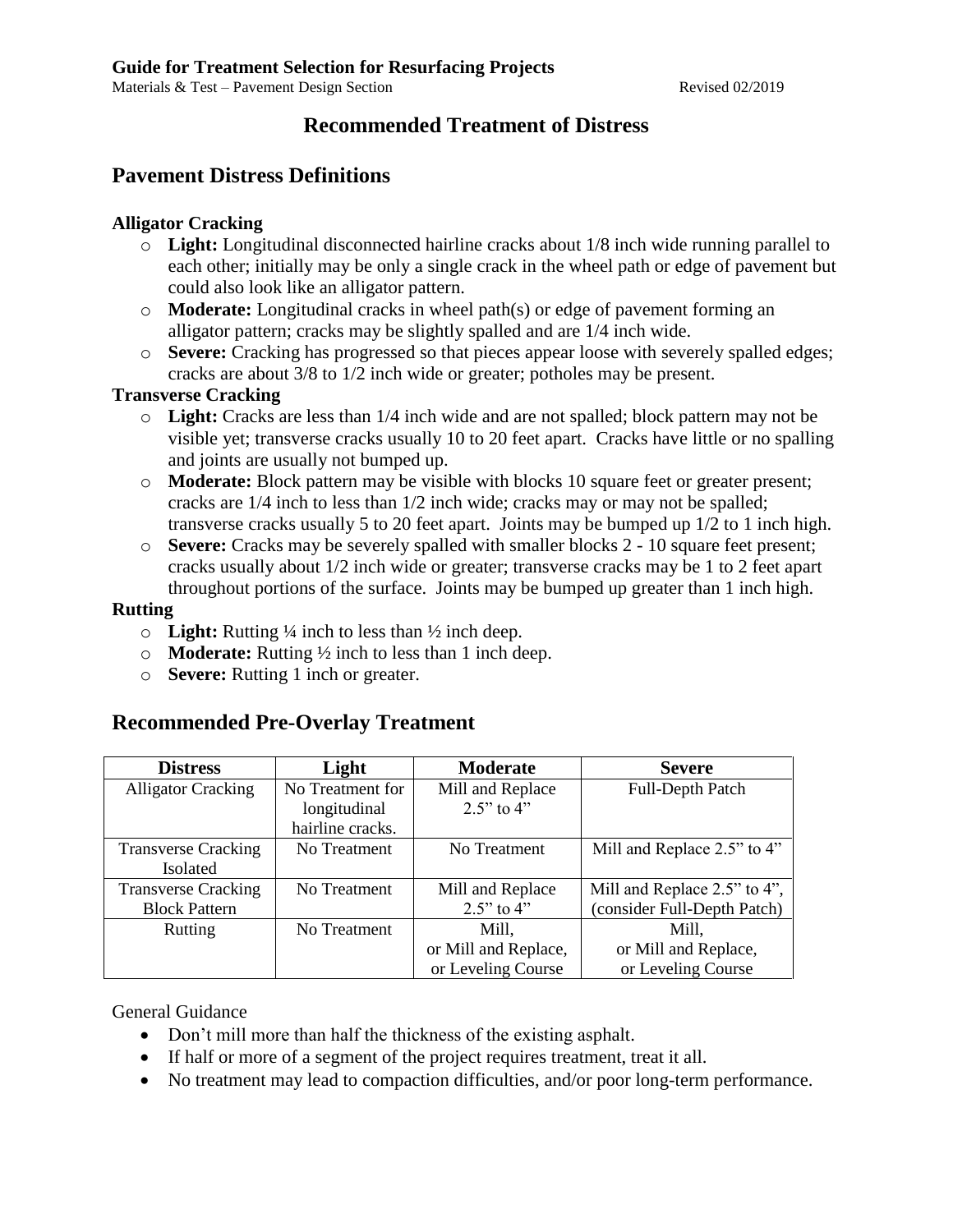**Guide for Treatment Selection for Resurfacing Projects**

Materials & Test – Pavement Design Section Revised 02/2019

## Recommended Treatment of Distress

## Pavement Distress Definitions

### Alligator Cracking

- **Light:** Longitudinal disconnected hairline cracks about 1/8 inch wide running parallel to each other; initially may be only a single crack in the wheel path or edge of pavement but could also look like an alligator pattern.
- **Moderate:** Longitudinal cracks in wheel path(s) or edge of pavement forming an alligator pattern; cracks may be slightly spalled and are 1/4 inch wide.
- **Severe:** Cracking has progressed so that pieces appear loose with severely spalled edges; cracks are about 3/8 to 1/2 inch wide or greater; potholes may be present.

### Transverse Cracking

- **Light:** Cracks are less than 1/4 inch wide and are not spalled; block pattern may not be visible yet; transverse cracks usually 10 to 20 feet apart. Cracks have little or no spalling and joints are usually not bumped up.
- **Moderate:** Block pattern may be visible with blocks 10 square feet or greater present; cracks are 1/4 inch to less than 1/2 inch wide; cracks may or may not be spalled; transverse cracks usually 5 to 20 feet apart. Joints may be bumped up 1/2 to 1 inch high.
- **Severe:** Cracks may be severely spalled with smaller blocks 2 - 10 square feet present; cracks usually about 1/2 inch wide or greater; transverse cracks may be 1 to 2 feet apart throughout portions of the surface. Joints may be bumped up greater than 1 inch high.

### Rutting

- **Light:** Rutting ¼ inch to less than ½ inch deep.
- **Moderate:** Rutting ½ inch to less than 1 inch deep.
- **Severe:** Rutting 1 inch or greater.

## Recommended Pre-Overlay Treatment

| Distress | Light | Moderate | Severe |
|---|---|---|---|
| Alligator Cracking | No Treatment for longitudinal hairline cracks. | Mill and Replace 2.5" to 4" | Full-Depth Patch |
| Transverse Cracking Isolated | No Treatment | No Treatment | Mill and Replace 2.5" to 4" |
| Transverse Cracking Block Pattern | No Treatment | Mill and Replace 2.5" to 4" | Mill and Replace 2.5" to 4", (consider Full-Depth Patch) |
| Rutting | No Treatment | Mill, or Mill and Replace, or Leveling Course | Mill, or Mill and Replace, or Leveling Course |

General Guidance

- Don't mill more than half the thickness of the existing asphalt.
- If half or more of a segment of the project requires treatment, treat it all.
- No treatment may lead to compaction difficulties, and/or poor long-term performance.